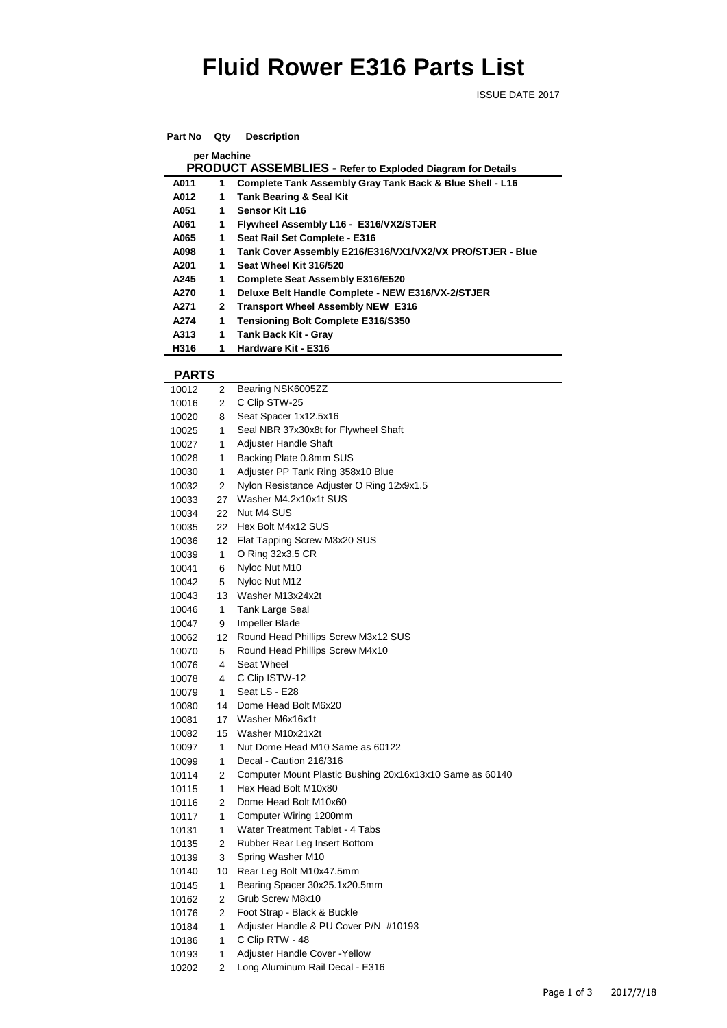# Fluid Rower E316 Parts List

ISSUE DATE 2017

| Part No | Qty per Machine | Description |
|---|---|---|
| **PRODUCT ASSEMBLIES - Refer to Exploded Diagram for Details** | | |
| **A011** | **1** | **Complete Tank Assembly Gray Tank Back & Blue Shell - L16** |
| **A012** | **1** | **Tank Bearing & Seal Kit** |
| **A051** | **1** | **Sensor Kit L16** |
| **A061** | **1** | **Flywheel Assembly L16 - E316/VX2/STJER** |
| **A065** | **1** | **Seat Rail Set Complete - E316** |
| **A098** | **1** | **Tank Cover Assembly E216/E316/VX1/VX2/VX PRO/STJER - Blue** |
| **A201** | **1** | **Seat Wheel Kit 316/520** |
| **A245** | **1** | **Complete Seat Assembly E316/E520** |
| **A270** | **1** | **Deluxe Belt Handle Complete - NEW E316/VX-2/STJER** |
| **A271** | **2** | **Transport Wheel Assembly NEW E316** |
| **A274** | **1** | **Tensioning Bolt Complete E316/S350** |
| **A313** | **1** | **Tank Back Kit - Gray** |
| **H316** | **1** | **Hardware Kit - E316** |

## PARTS

| Part No | Qty | Description |
|---|---|---|
| 10012 | 2 | Bearing NSK6005ZZ |
| 10016 | 2 | C Clip STW-25 |
| 10020 | 8 | Seat Spacer 1x12.5x16 |
| 10025 | 1 | Seal NBR 37x30x8t for Flywheel Shaft |
| 10027 | 1 | Adjuster Handle Shaft |
| 10028 | 1 | Backing Plate 0.8mm SUS |
| 10030 | 1 | Adjuster PP Tank Ring 358x10 Blue |
| 10032 | 2 | Nylon Resistance Adjuster O Ring 12x9x1.5 |
| 10033 | 27 | Washer M4.2x10x1t SUS |
| 10034 | 22 | Nut M4 SUS |
| 10035 | 22 | Hex Bolt M4x12 SUS |
| 10036 | 12 | Flat Tapping Screw M3x20 SUS |
| 10039 | 1 | O Ring 32x3.5 CR |
| 10041 | 6 | Nyloc Nut M10 |
| 10042 | 5 | Nyloc Nut M12 |
| 10043 | 13 | Washer M13x24x2t |
| 10046 | 1 | Tank Large Seal |
| 10047 | 9 | Impeller Blade |
| 10062 | 12 | Round Head Phillips Screw M3x12 SUS |
| 10070 | 5 | Round Head Phillips Screw M4x10 |
| 10076 | 4 | Seat Wheel |
| 10078 | 4 | C Clip ISTW-12 |
| 10079 | 1 | Seat LS - E28 |
| 10080 | 14 | Dome Head Bolt M6x20 |
| 10081 | 17 | Washer M6x16x1t |
| 10082 | 15 | Washer M10x21x2t |
| 10097 | 1 | Nut Dome Head M10 Same as 60122 |
| 10099 | 1 | Decal - Caution 216/316 |
| 10114 | 2 | Computer Mount Plastic Bushing 20x16x13x10 Same as 60140 |
| 10115 | 1 | Hex Head Bolt M10x80 |
| 10116 | 2 | Dome Head Bolt M10x60 |
| 10117 | 1 | Computer Wiring 1200mm |
| 10131 | 1 | Water Treatment Tablet - 4 Tabs |
| 10135 | 2 | Rubber Rear Leg Insert Bottom |
| 10139 | 3 | Spring Washer M10 |
| 10140 | 10 | Rear Leg Bolt M10x47.5mm |
| 10145 | 1 | Bearing Spacer 30x25.1x20.5mm |
| 10162 | 2 | Grub Screw M8x10 |
| 10176 | 2 | Foot Strap - Black & Buckle |
| 10184 | 1 | Adjuster Handle & PU Cover P/N #10193 |
| 10186 | 1 | C Clip RTW - 48 |
| 10193 | 1 | Adjuster Handle Cover -Yellow |
| 10202 | 2 | Long Aluminum Rail Decal - E316 |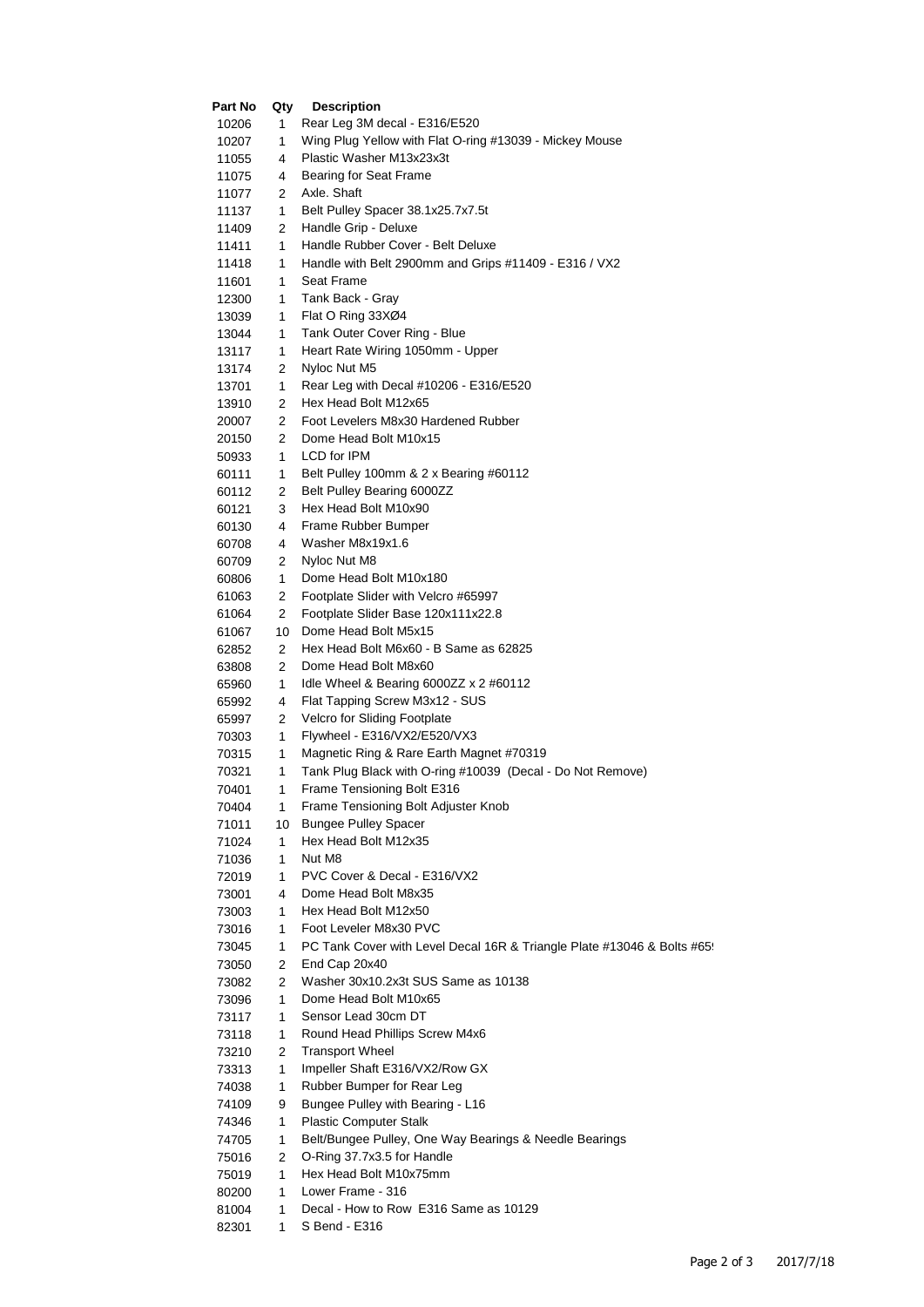| Part No | Qty | Description |
|---|---|---|
| 10206 | 1 | Rear Leg 3M decal - E316/E520 |
| 10207 | 1 | Wing Plug Yellow with Flat O-ring #13039 - Mickey Mouse |
| 11055 | 4 | Plastic Washer M13x23x3t |
| 11075 | 4 | Bearing for Seat Frame |
| 11077 | 2 | Axle. Shaft |
| 11137 | 1 | Belt Pulley Spacer 38.1x25.7x7.5t |
| 11409 | 2 | Handle Grip - Deluxe |
| 11411 | 1 | Handle Rubber Cover - Belt Deluxe |
| 11418 | 1 | Handle with Belt 2900mm and Grips #11409 - E316 / VX2 |
| 11601 | 1 | Seat Frame |
| 12300 | 1 | Tank Back - Gray |
| 13039 | 1 | Flat O Ring 33XØ4 |
| 13044 | 1 | Tank Outer Cover Ring - Blue |
| 13117 | 1 | Heart Rate Wiring 1050mm - Upper |
| 13174 | 2 | Nyloc Nut M5 |
| 13701 | 1 | Rear Leg with Decal #10206 - E316/E520 |
| 13910 | 2 | Hex Head Bolt M12x65 |
| 20007 | 2 | Foot Levelers M8x30 Hardened Rubber |
| 20150 | 2 | Dome Head Bolt M10x15 |
| 50933 | 1 | LCD for IPM |
| 60111 | 1 | Belt Pulley 100mm & 2 x Bearing #60112 |
| 60112 | 2 | Belt Pulley Bearing 6000ZZ |
| 60121 | 3 | Hex Head Bolt M10x90 |
| 60130 | 4 | Frame Rubber Bumper |
| 60708 | 4 | Washer M8x19x1.6 |
| 60709 | 2 | Nyloc Nut M8 |
| 60806 | 1 | Dome Head Bolt M10x180 |
| 61063 | 2 | Footplate Slider with Velcro #65997 |
| 61064 | 2 | Footplate Slider Base 120x111x22.8 |
| 61067 | 10 | Dome Head Bolt M5x15 |
| 62852 | 2 | Hex Head Bolt M6x60 - B Same as 62825 |
| 63808 | 2 | Dome Head Bolt M8x60 |
| 65960 | 1 | Idle Wheel & Bearing 6000ZZ x 2 #60112 |
| 65992 | 4 | Flat Tapping Screw M3x12 - SUS |
| 65997 | 2 | Velcro for Sliding Footplate |
| 70303 | 1 | Flywheel - E316/VX2/E520/VX3 |
| 70315 | 1 | Magnetic Ring & Rare Earth Magnet #70319 |
| 70321 | 1 | Tank Plug Black with O-ring #10039 (Decal - Do Not Remove) |
| 70401 | 1 | Frame Tensioning Bolt E316 |
| 70404 | 1 | Frame Tensioning Bolt Adjuster Knob |
| 71011 | 10 | Bungee Pulley Spacer |
| 71024 | 1 | Hex Head Bolt M12x35 |
| 71036 | 1 | Nut M8 |
| 72019 | 1 | PVC Cover & Decal - E316/VX2 |
| 73001 | 4 | Dome Head Bolt M8x35 |
| 73003 | 1 | Hex Head Bolt M12x50 |
| 73016 | 1 | Foot Leveler M8x30 PVC |
| 73045 | 1 | PC Tank Cover with Level Decal 16R & Triangle Plate #13046 & Bolts #65 |
| 73050 | 2 | End Cap 20x40 |
| 73082 | 2 | Washer 30x10.2x3t SUS Same as 10138 |
| 73096 | 1 | Dome Head Bolt M10x65 |
| 73117 | 1 | Sensor Lead 30cm DT |
| 73118 | 1 | Round Head Phillips Screw M4x6 |
| 73210 | 2 | Transport Wheel |
| 73313 | 1 | Impeller Shaft E316/VX2/Row GX |
| 74038 | 1 | Rubber Bumper for Rear Leg |
| 74109 | 9 | Bungee Pulley with Bearing - L16 |
| 74346 | 1 | Plastic Computer Stalk |
| 74705 | 1 | Belt/Bungee Pulley, One Way Bearings & Needle Bearings |
| 75016 | 2 | O-Ring 37.7x3.5 for Handle |
| 75019 | 1 | Hex Head Bolt M10x75mm |
| 80200 | 1 | Lower Frame - 316 |
| 81004 | 1 | Decal - How to Row E316 Same as 10129 |
| 82301 | 1 | S Bend - E316 |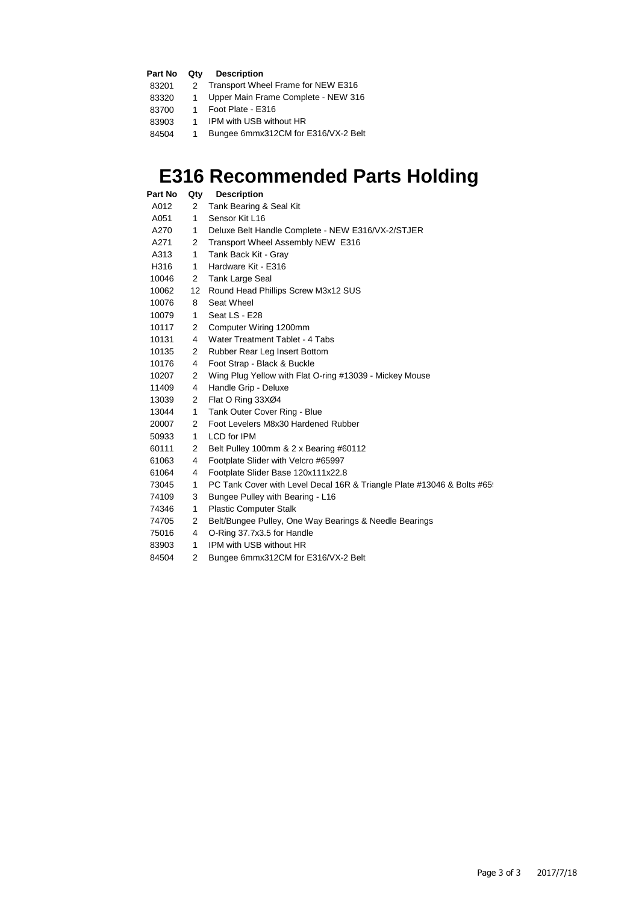| Part No | Qty | Description |
|---|---|---|
| 83201 | 2 | Transport Wheel Frame for NEW E316 |
| 83320 | 1 | Upper Main Frame Complete - NEW 316 |
| 83700 | 1 | Foot Plate - E316 |
| 83903 | 1 | IPM with USB without HR |
| 84504 | 1 | Bungee 6mmx312CM for E316/VX-2 Belt |

# E316 Recommended Parts Holding

| Part No | Qty | Description |
|---|---|---|
| A012 | 2 | Tank Bearing & Seal Kit |
| A051 | 1 | Sensor Kit L16 |
| A270 | 1 | Deluxe Belt Handle Complete - NEW E316/VX-2/STJER |
| A271 | 2 | Transport Wheel Assembly NEW E316 |
| A313 | 1 | Tank Back Kit - Gray |
| H316 | 1 | Hardware Kit - E316 |
| 10046 | 2 | Tank Large Seal |
| 10062 | 12 | Round Head Phillips Screw M3x12 SUS |
| 10076 | 8 | Seat Wheel |
| 10079 | 1 | Seat LS - E28 |
| 10117 | 2 | Computer Wiring 1200mm |
| 10131 | 4 | Water Treatment Tablet - 4 Tabs |
| 10135 | 2 | Rubber Rear Leg Insert Bottom |
| 10176 | 4 | Foot Strap - Black & Buckle |
| 10207 | 2 | Wing Plug Yellow with Flat O-ring #13039 - Mickey Mouse |
| 11409 | 4 | Handle Grip - Deluxe |
| 13039 | 2 | Flat O Ring 33XØ4 |
| 13044 | 1 | Tank Outer Cover Ring - Blue |
| 20007 | 2 | Foot Levelers M8x30 Hardened Rubber |
| 50933 | 1 | LCD for IPM |
| 60111 | 2 | Belt Pulley 100mm & 2 x Bearing #60112 |
| 61063 | 4 | Footplate Slider with Velcro #65997 |
| 61064 | 4 | Footplate Slider Base 120x111x22.8 |
| 73045 | 1 | PC Tank Cover with Level Decal 16R & Triangle Plate #13046 & Bolts #65 |
| 74109 | 3 | Bungee Pulley with Bearing - L16 |
| 74346 | 1 | Plastic Computer Stalk |
| 74705 | 2 | Belt/Bungee Pulley, One Way Bearings & Needle Bearings |
| 75016 | 4 | O-Ring 37.7x3.5 for Handle |
| 83903 | 1 | IPM with USB without HR |
| 84504 | 2 | Bungee 6mmx312CM for E316/VX-2 Belt |